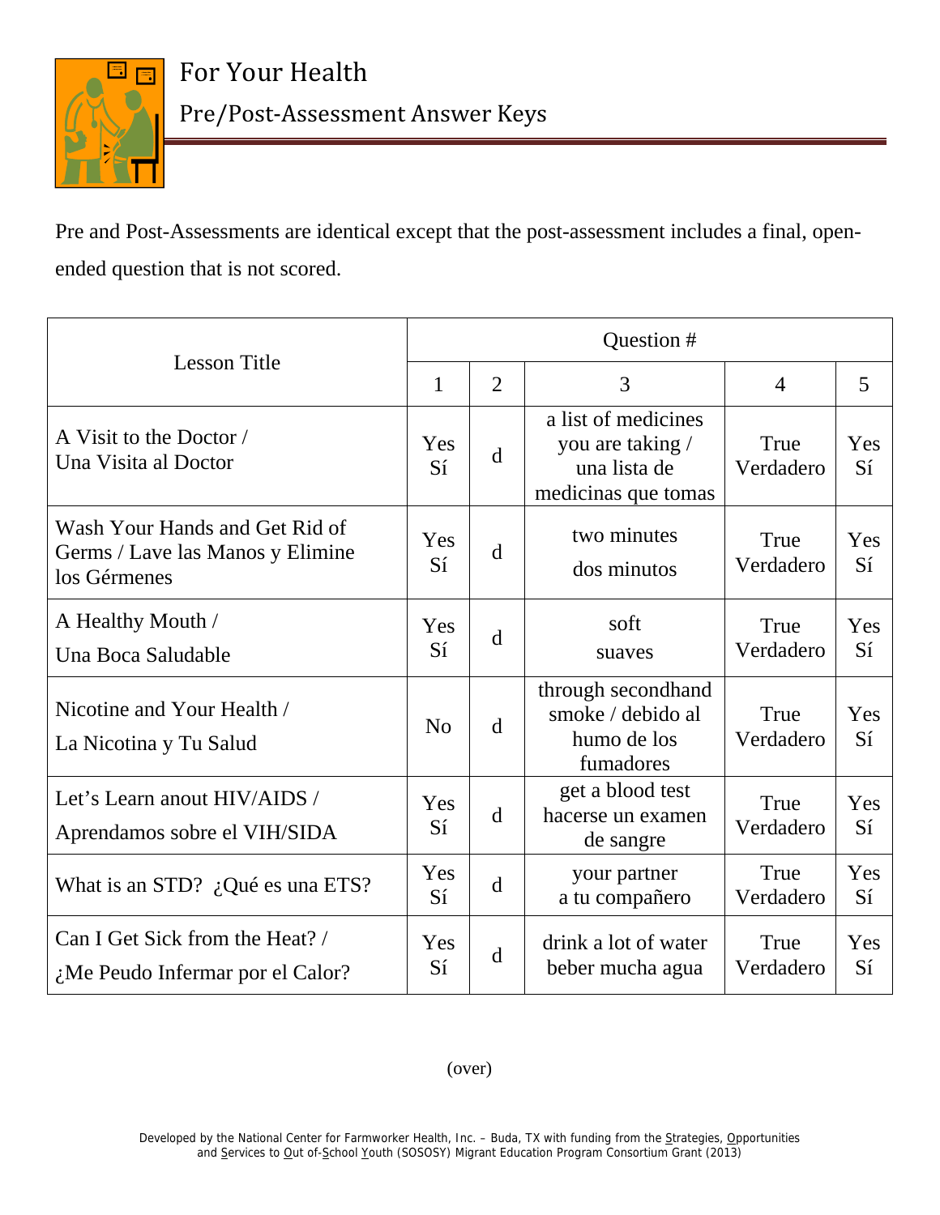# For Your Health

## Pre/Post-Assessment Answer Keys

Pre and Post-Assessments are identical except that the post-assessment includes a final, open-ended question that is not scored.

| Lesson Title | Question # | | | | |
|---|---|---|---|---|---|
| | 1 | 2 | 3 | 4 | 5 |
| A Visit to the Doctor / Una Visita al Doctor | Yes Sí | d | a list of medicines you are taking / una lista de medicinas que tomas | True Verdadero | Yes Sí |
| Wash Your Hands and Get Rid of Germs / Lave las Manos y Elimine los Gérmenes | Yes Sí | d | two minutes dos minutos | True Verdadero | Yes Sí |
| A Healthy Mouth / Una Boca Saludable | Yes Sí | d | soft suaves | True Verdadero | Yes Sí |
| Nicotine and Your Health / La Nicotina y Tu Salud | No | d | through secondhand smoke / debido al humo de los fumadores | True Verdadero | Yes Sí |
| Let's Learn anout HIV/AIDS / Aprendamos sobre el VIH/SIDA | Yes Sí | d | get a blood test hacerse un examen de sangre | True Verdadero | Yes Sí |
| What is an STD? ¿Qué es una ETS? | Yes Sí | d | your partner a tu compañero | True Verdadero | Yes Sí |
| Can I Get Sick from the Heat? / ¿Me Peudo Infermar por el Calor? | Yes Sí | d | drink a lot of water beber mucha agua | True Verdadero | Yes Sí |

(over)

Developed by the National Center for Farmworker Health, Inc. – Buda, TX with funding from the Strategies, Opportunities and Services to Out of-School Youth (SOSOSY) Migrant Education Program Consortium Grant (2013)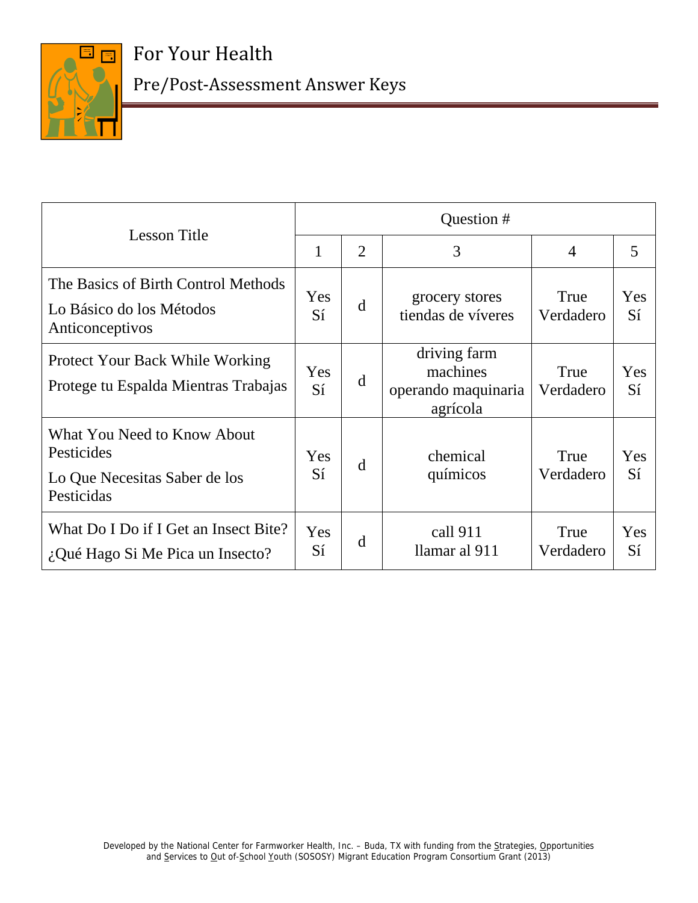# For Your Health

## Pre/Post-Assessment Answer Keys

| Lesson Title | Question # | | | | |
|---|---|---|---|---|---|
| | 1 | 2 | 3 | 4 | 5 |
| The Basics of Birth Control Methods<br>Lo Básico do los Métodos Anticonceptivos | Yes<br>Sí | d | grocery stores<br>tiendas de víveres | True<br>Verdadero | Yes<br>Sí |
| Protect Your Back While Working<br>Protege tu Espalda Mientras Trabajas | Yes<br>Sí | d | driving farm machines<br>operando maquinaria agrícola | True<br>Verdadero | Yes<br>Sí |
| What You Need to Know About Pesticides<br>Lo Que Necesitas Saber de los Pesticidas | Yes<br>Sí | d | chemical<br>químicos | True<br>Verdadero | Yes<br>Sí |
| What Do I Do if I Get an Insect Bite?<br>¿Qué Hago Si Me Pica un Insecto? | Yes<br>Sí | d | call 911<br>llamar al 911 | True<br>Verdadero | Yes<br>Sí |

Developed by the National Center for Farmworker Health, Inc. – Buda, TX with funding from the Strategies, Opportunities and Services to Out of-School Youth (SOSOSY) Migrant Education Program Consortium Grant (2013)